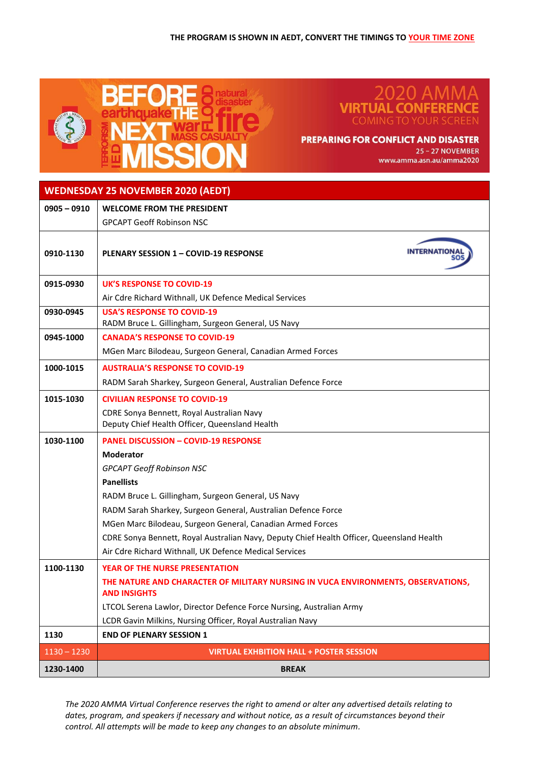THE PROGRAM IS SHOWN IN AEDT, CONVERT THE TIMINGS TO YOUR TIME ZONE

BEFORE THE NEXT MISSION

2020 AMMA VIRTUAL CONFERENCE
COMING TO YOUR SCREEN

PREPARING FOR CONFLICT AND DISASTER
25 – 27 NOVEMBER
www.amma.asn.au/amma2020

| WEDNESDAY 25 NOVEMBER 2020 (AEDT) | |
|---|---|
| **0905 – 0910** | **WELCOME FROM THE PRESIDENT**<br>GPCAPT Geoff Robinson NSC |
| **0910-1130** | **PLENARY SESSION 1 – COVID-19 RESPONSE** |
| **0915-0930** | **UK'S RESPONSE TO COVID-19**<br>Air Cdre Richard Withnall, UK Defence Medical Services |
| **0930-0945** | **USA'S RESPONSE TO COVID-19**<br>RADM Bruce L. Gillingham, Surgeon General, US Navy |
| **0945-1000** | **CANADA'S RESPONSE TO COVID-19**<br>MGen Marc Bilodeau, Surgeon General, Canadian Armed Forces |
| **1000-1015** | **AUSTRALIA'S RESPONSE TO COVID-19**<br>RADM Sarah Sharkey, Surgeon General, Australian Defence Force |
| **1015-1030** | **CIVILIAN RESPONSE TO COVID-19**<br>CDRE Sonya Bennett, Royal Australian Navy<br>Deputy Chief Health Officer, Queensland Health |
| **1030-1100** | **PANEL DISCUSSION – COVID-19 RESPONSE**<br>**Moderator**<br>*GPCAPT Geoff Robinson NSC*<br>**Panellists**<br>RADM Bruce L. Gillingham, Surgeon General, US Navy<br>RADM Sarah Sharkey, Surgeon General, Australian Defence Force<br>MGen Marc Bilodeau, Surgeon General, Canadian Armed Forces<br>CDRE Sonya Bennett, Royal Australian Navy, Deputy Chief Health Officer, Queensland Health<br>Air Cdre Richard Withnall, UK Defence Medical Services |
| **1100-1130** | **YEAR OF THE NURSE PRESENTATION**<br>**THE NATURE AND CHARACTER OF MILITARY NURSING IN VUCA ENVIRONMENTS, OBSERVATIONS, AND INSIGHTS**<br>LTCOL Serena Lawlor, Director Defence Force Nursing, Australian Army<br>LCDR Gavin Milkins, Nursing Officer, Royal Australian Navy |
| **1130** | **END OF PLENARY SESSION 1** |
| 1130 – 1230 | **VIRTUAL EXHIBITION HALL + POSTER SESSION** |
| **1230-1400** | **BREAK** |

*The 2020 AMMA Virtual Conference reserves the right to amend or alter any advertised details relating to dates, program, and speakers if necessary and without notice, as a result of circumstances beyond their control. All attempts will be made to keep any changes to an absolute minimum.*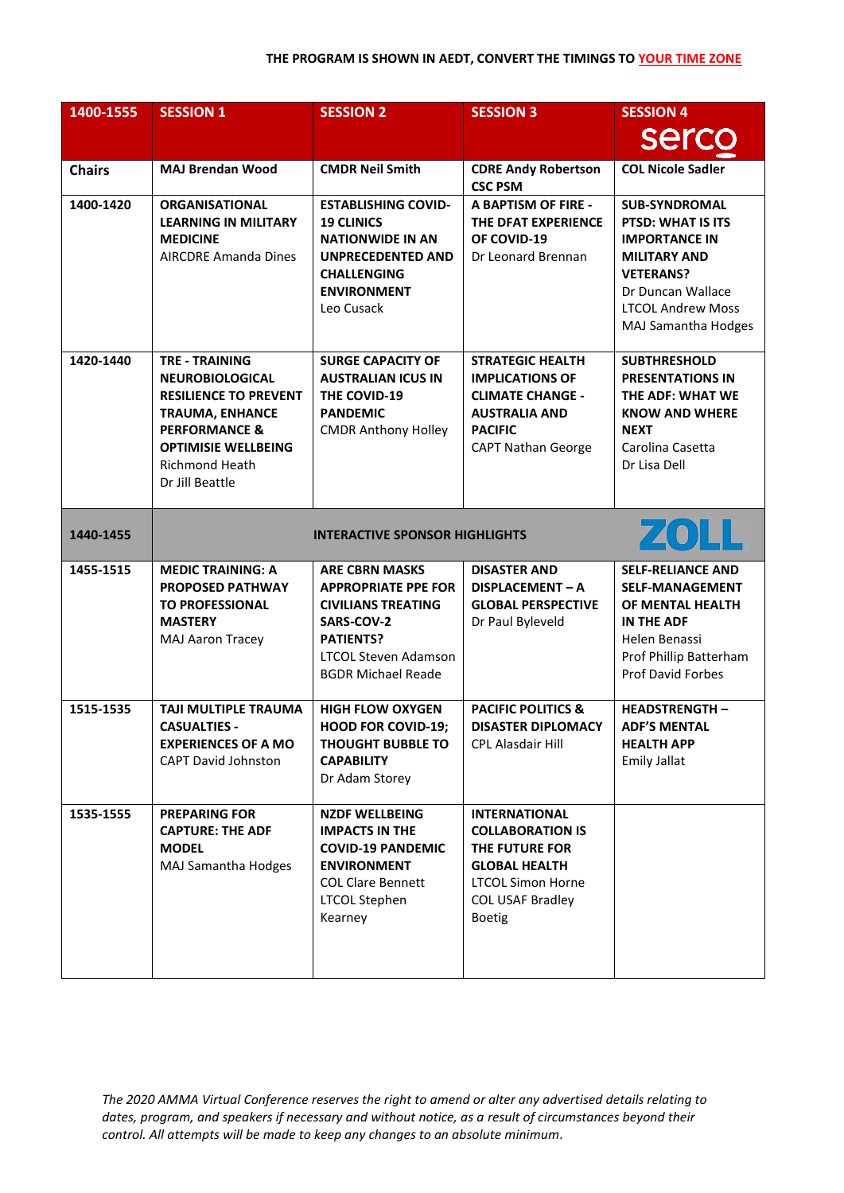THE PROGRAM IS SHOWN IN AEDT, CONVERT THE TIMINGS TO YOUR TIME ZONE

| 1400-1555 | SESSION 1 | SESSION 2 | SESSION 3 | SESSION 4 serco |
|---|---|---|---|---|
| **Chairs** | **MAJ Brendan Wood** | **CMDR Neil Smith** | **CDRE Andy Robertson CSC PSM** | **COL Nicole Sadler** |
| 1400-1420 | **ORGANISATIONAL LEARNING IN MILITARY MEDICINE** AIRCDRE Amanda Dines | **ESTABLISHING COVID-19 CLINICS NATIONWIDE IN AN UNPRECEDENTED AND CHALLENGING ENVIRONMENT** Leo Cusack | **A BAPTISM OF FIRE - THE DFAT EXPERIENCE OF COVID-19** Dr Leonard Brennan | **SUB-SYNDROMAL PTSD: WHAT IS ITS IMPORTANCE IN MILITARY AND VETERANS?** Dr Duncan Wallace LTCOL Andrew Moss MAJ Samantha Hodges |
| 1420-1440 | **TRE - TRAINING NEUROBIOLOGICAL RESILIENCE TO PREVENT TRAUMA, ENHANCE PERFORMANCE & OPTIMISIE WELLBEING** Richmond Heath Dr Jill Beattie | **SURGE CAPACITY OF AUSTRALIAN ICUS IN THE COVID-19 PANDEMIC** CMDR Anthony Holley | **STRATEGIC HEALTH IMPLICATIONS OF CLIMATE CHANGE - AUSTRALIA AND PACIFIC** CAPT Nathan George | **SUBTHRESHOLD PRESENTATIONS IN THE ADF: WHAT WE KNOW AND WHERE NEXT** Carolina Casetta Dr Lisa Dell |
| 1440-1455 | **INTERACTIVE SPONSOR HIGHLIGHTS** | | | ZOLL |
| 1455-1515 | **MEDIC TRAINING: A PROPOSED PATHWAY TO PROFESSIONAL MASTERY** MAJ Aaron Tracey | **ARE CBRN MASKS APPROPRIATE PPE FOR CIVILIANS TREATING SARS-COV-2 PATIENTS?** LTCOL Steven Adamson BGDR Michael Reade | **DISASTER AND DISPLACEMENT – A GLOBAL PERSPECTIVE** Dr Paul Byleveld | **SELF-RELIANCE AND SELF-MANAGEMENT OF MENTAL HEALTH IN THE ADF** Helen Benassi Prof Phillip Batterham Prof David Forbes |
| 1515-1535 | **TAJI MULTIPLE TRAUMA CASUALTIES - EXPERIENCES OF A MO** CAPT David Johnston | **HIGH FLOW OXYGEN HOOD FOR COVID-19; THOUGHT BUBBLE TO CAPABILITY** Dr Adam Storey | **PACIFIC POLITICS & DISASTER DIPLOMACY** CPL Alasdair Hill | **HEADSTRENGTH – ADF'S MENTAL HEALTH APP** Emily Jallat |
| 1535-1555 | **PREPARING FOR CAPTURE: THE ADF MODEL** MAJ Samantha Hodges | **NZDF WELLBEING IMPACTS IN THE COVID-19 PANDEMIC ENVIRONMENT** COL Clare Bennett LTCOL Stephen Kearney | **INTERNATIONAL COLLABORATION IS THE FUTURE FOR GLOBAL HEALTH** LTCOL Simon Horne COL USAF Bradley Boetig | |

*The 2020 AMMA Virtual Conference reserves the right to amend or alter any advertised details relating to dates, program, and speakers if necessary and without notice, as a result of circumstances beyond their control. All attempts will be made to keep any changes to an absolute minimum.*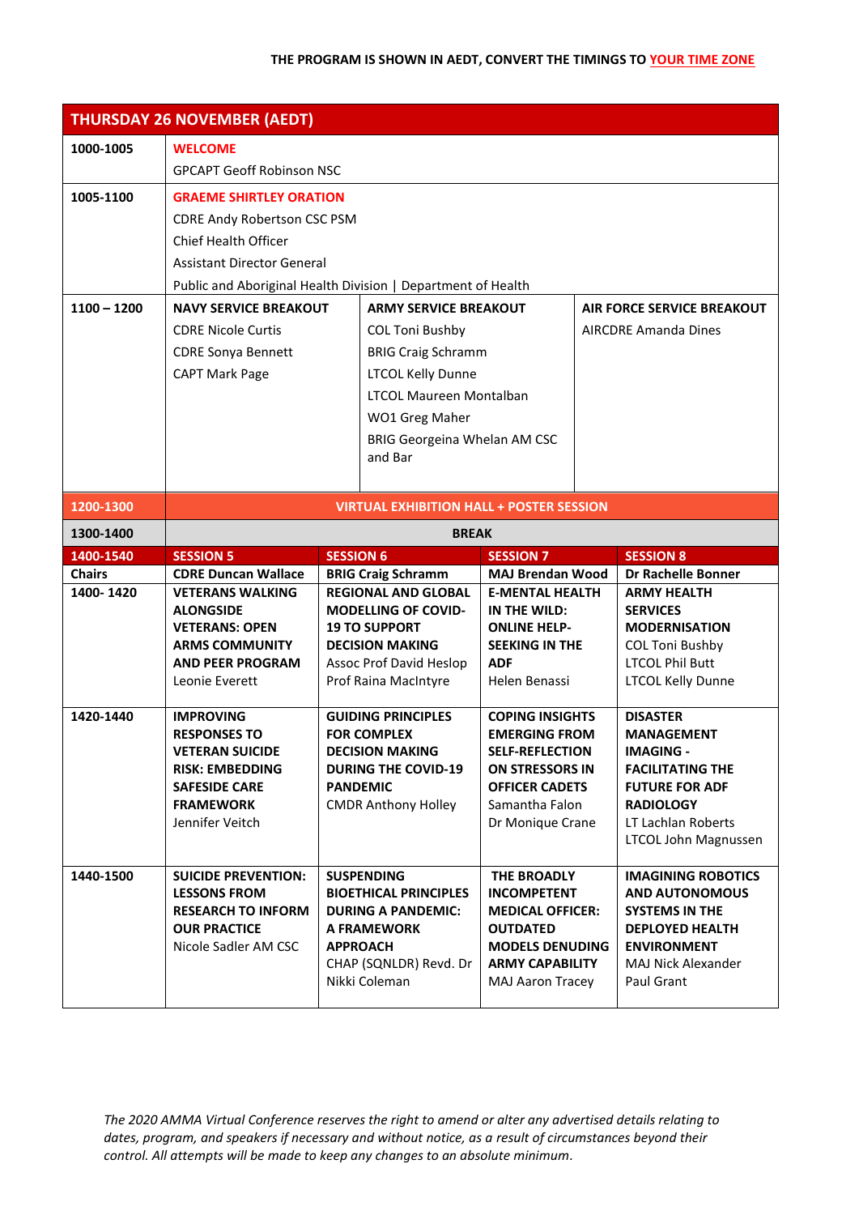THE PROGRAM IS SHOWN IN AEDT, CONVERT THE TIMINGS TO YOUR TIME ZONE

## THURSDAY 26 NOVEMBER (AEDT)

| Time | | | | |
|---|---|---|---|---|
| 1000-1005 | **WELCOME**<br>GPCAPT Geoff Robinson NSC | | | |
| 1005-1100 | **GRAEME SHIRTLEY ORATION**<br>CDRE Andy Robertson CSC PSM<br>Chief Health Officer<br>Assistant Director General<br>Public and Aboriginal Health Division \| Department of Health | | | |
| 1100 – 1200 | **NAVY SERVICE BREAKOUT**<br>CDRE Nicole Curtis<br>CDRE Sonya Bennett<br>CAPT Mark Page | **ARMY SERVICE BREAKOUT**<br>COL Toni Bushby<br>BRIG Craig Schramm<br>LTCOL Kelly Dunne<br>LTCOL Maureen Montalban<br>WO1 Greg Maher<br>BRIG Georgeina Whelan AM CSC and Bar | **AIR FORCE SERVICE BREAKOUT**<br>AIRCDRE Amanda Dines | |
| 1200-1300 | **VIRTUAL EXHIBITION HALL + POSTER SESSION** | | | |
| 1300-1400 | **BREAK** | | | |
| **1400-1540** | **SESSION 5** | **SESSION 6** | **SESSION 7** | **SESSION 8** |
| **Chairs** | **CDRE Duncan Wallace** | **BRIG Craig Schramm** | **MAJ Brendan Wood** | **Dr Rachelle Bonner** |
| 1400- 1420 | **VETERANS WALKING ALONGSIDE VETERANS: OPEN ARMS COMMUNITY AND PEER PROGRAM**<br>Leonie Everett | **REGIONAL AND GLOBAL MODELLING OF COVID-19 TO SUPPORT DECISION MAKING**<br>Assoc Prof David Heslop<br>Prof Raina MacIntyre | **E-MENTAL HEALTH IN THE WILD: ONLINE HELP-SEEKING IN THE ADF**<br>Helen Benassi | **ARMY HEALTH SERVICES MODERNISATION**<br>COL Toni Bushby<br>LTCOL Phil Butt<br>LTCOL Kelly Dunne |
| 1420-1440 | **IMPROVING RESPONSES TO VETERAN SUICIDE RISK: EMBEDDING SAFESIDE CARE FRAMEWORK**<br>Jennifer Veitch | **GUIDING PRINCIPLES FOR COMPLEX DECISION MAKING DURING THE COVID-19 PANDEMIC**<br>CMDR Anthony Holley | **COPING INSIGHTS EMERGING FROM SELF-REFLECTION ON STRESSORS IN OFFICER CADETS**<br>Samantha Falon<br>Dr Monique Crane | **DISASTER MANAGEMENT IMAGING - FACILITATING THE FUTURE FOR ADF RADIOLOGY**<br>LT Lachlan Roberts<br>LTCOL John Magnussen |
| 1440-1500 | **SUICIDE PREVENTION: LESSONS FROM RESEARCH TO INFORM OUR PRACTICE**<br>Nicole Sadler AM CSC | **SUSPENDING BIOETHICAL PRINCIPLES DURING A PANDEMIC: A FRAMEWORK APPROACH**<br>CHAP (SQNLDR) Revd. Dr Nikki Coleman | **THE BROADLY INCOMPETENT MEDICAL OFFICER: OUTDATED MODELS DENUDING ARMY CAPABILITY**<br>MAJ Aaron Tracey | **IMAGINING ROBOTICS AND AUTONOMOUS SYSTEMS IN THE DEPLOYED HEALTH ENVIRONMENT**<br>MAJ Nick Alexander<br>Paul Grant |

*The 2020 AMMA Virtual Conference reserves the right to amend or alter any advertised details relating to dates, program, and speakers if necessary and without notice, as a result of circumstances beyond their control. All attempts will be made to keep any changes to an absolute minimum.*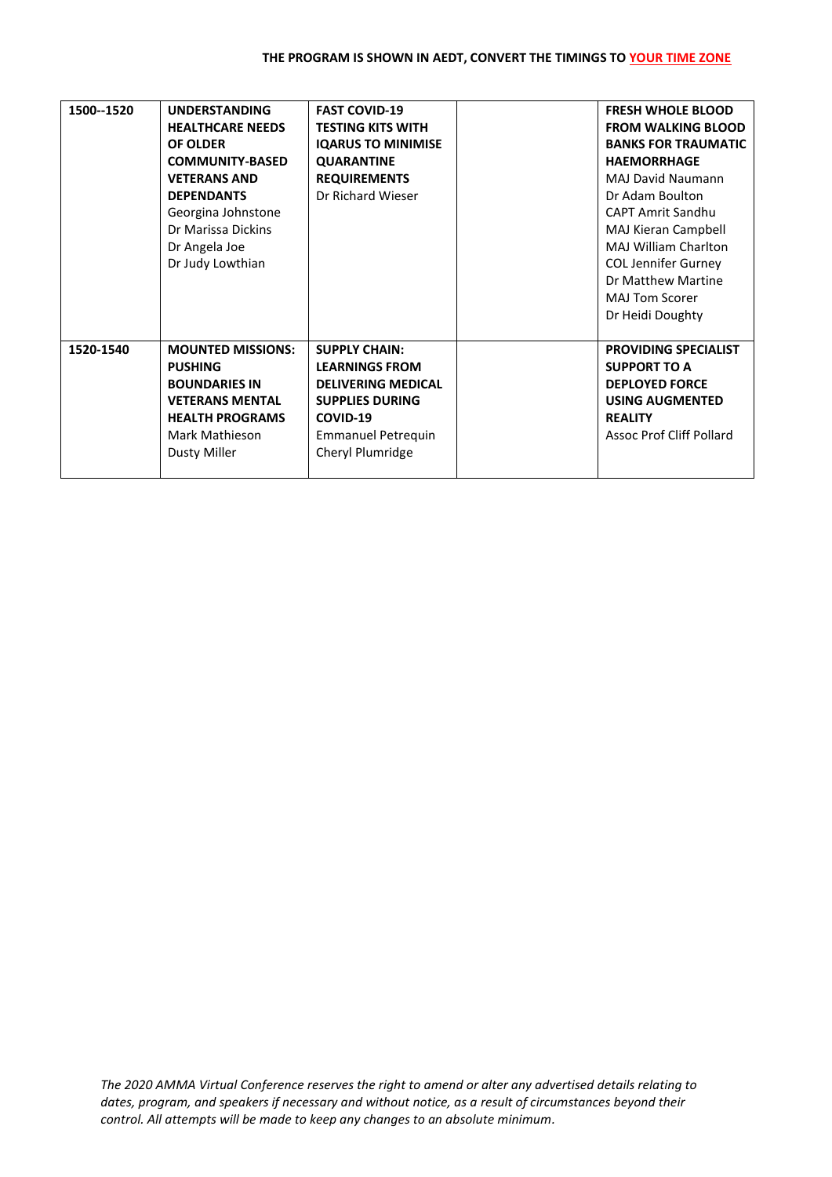**THE PROGRAM IS SHOWN IN AEDT, CONVERT THE TIMINGS TO YOUR TIME ZONE**

| | | | | |
|---|---|---|---|---|
| 1500--1520 | **UNDERSTANDING HEALTHCARE NEEDS OF OLDER COMMUNITY-BASED VETERANS AND DEPENDANTS**<br>Georgina Johnstone<br>Dr Marissa Dickins<br>Dr Angela Joe<br>Dr Judy Lowthian | **FAST COVID-19 TESTING KITS WITH IQARUS TO MINIMISE QUARANTINE REQUIREMENTS**<br>Dr Richard Wieser | | **FRESH WHOLE BLOOD FROM WALKING BLOOD BANKS FOR TRAUMATIC HAEMORRHAGE**<br>MAJ David Naumann<br>Dr Adam Boulton<br>CAPT Amrit Sandhu<br>MAJ Kieran Campbell<br>MAJ William Charlton<br>COL Jennifer Gurney<br>Dr Matthew Martine<br>MAJ Tom Scorer<br>Dr Heidi Doughty |
| 1520-1540 | **MOUNTED MISSIONS: PUSHING BOUNDARIES IN VETERANS MENTAL HEALTH PROGRAMS**<br>Mark Mathieson<br>Dusty Miller | **SUPPLY CHAIN: LEARNINGS FROM DELIVERING MEDICAL SUPPLIES DURING COVID-19**<br>Emmanuel Petrequin<br>Cheryl Plumridge | | **PROVIDING SPECIALIST SUPPORT TO A DEPLOYED FORCE USING AUGMENTED REALITY**<br>Assoc Prof Cliff Pollard |

*The 2020 AMMA Virtual Conference reserves the right to amend or alter any advertised details relating to dates, program, and speakers if necessary and without notice, as a result of circumstances beyond their control. All attempts will be made to keep any changes to an absolute minimum.*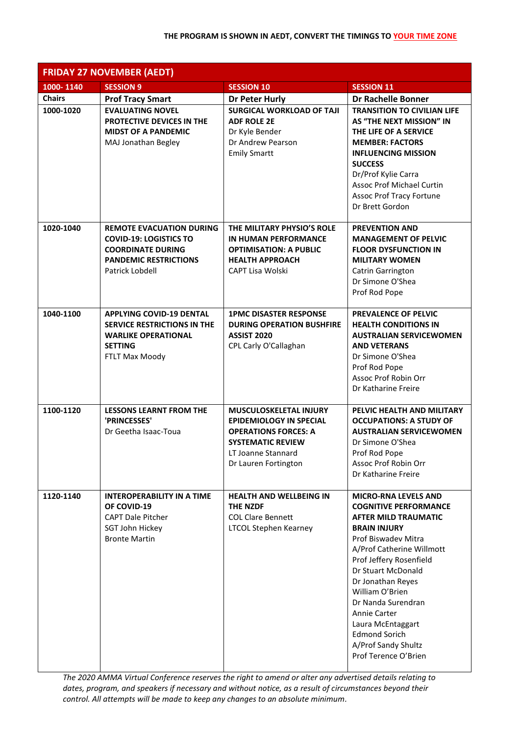**THE PROGRAM IS SHOWN IN AEDT, CONVERT THE TIMINGS TO YOUR TIME ZONE**

| FRIDAY 27 NOVEMBER (AEDT) | | | |
|---|---|---|---|
| **1000- 1140** | **SESSION 9** | **SESSION 10** | **SESSION 11** |
| **Chairs** | **Prof Tracy Smart** | **Dr Peter Hurly** | **Dr Rachelle Bonner** |
| **1000-1020** | **EVALUATING NOVEL PROTECTIVE DEVICES IN THE MIDST OF A PANDEMIC**<br>MAJ Jonathan Begley | **SURGICAL WORKLOAD OF TAJI ADF ROLE 2E**<br>Dr Kyle Bender<br>Dr Andrew Pearson<br>Emily Smartt | **TRANSITION TO CIVILIAN LIFE AS "THE NEXT MISSION" IN THE LIFE OF A SERVICE MEMBER: FACTORS INFLUENCING MISSION SUCCESS**<br>Dr/Prof Kylie Carra<br>Assoc Prof Michael Curtin<br>Assoc Prof Tracy Fortune<br>Dr Brett Gordon |
| **1020-1040** | **REMOTE EVACUATION DURING COVID-19: LOGISTICS TO COORDINATE DURING PANDEMIC RESTRICTIONS**<br>Patrick Lobdell | **THE MILITARY PHYSIO'S ROLE IN HUMAN PERFORMANCE OPTIMISATION: A PUBLIC HEALTH APPROACH**<br>CAPT Lisa Wolski | **PREVENTION AND MANAGEMENT OF PELVIC FLOOR DYSFUNCTION IN MILITARY WOMEN**<br>Catrin Garrington<br>Dr Simone O'Shea<br>Prof Rod Pope |
| **1040-1100** | **APPLYING COVID-19 DENTAL SERVICE RESTRICTIONS IN THE WARLIKE OPERATIONAL SETTING**<br>FTLT Max Moody | **1PMC DISASTER RESPONSE DURING OPERATION BUSHFIRE ASSIST 2020**<br>CPL Carly O'Callaghan | **PREVALENCE OF PELVIC HEALTH CONDITIONS IN AUSTRALIAN SERVICEWOMEN AND VETERANS**<br>Dr Simone O'Shea<br>Prof Rod Pope<br>Assoc Prof Robin Orr<br>Dr Katharine Freire |
| **1100-1120** | **LESSONS LEARNT FROM THE 'PRINCESSES'**<br>Dr Geetha Isaac-Toua | **MUSCULOSKELETAL INJURY EPIDEMIOLOGY IN SPECIAL OPERATIONS FORCES: A SYSTEMATIC REVIEW**<br>LT Joanne Stannard<br>Dr Lauren Fortington | **PELVIC HEALTH AND MILITARY OCCUPATIONS: A STUDY OF AUSTRALIAN SERVICEWOMEN**<br>Dr Simone O'Shea<br>Prof Rod Pope<br>Assoc Prof Robin Orr<br>Dr Katharine Freire |
| **1120-1140** | **INTEROPERABILITY IN A TIME OF COVID-19**<br>CAPT Dale Pitcher<br>SGT John Hickey<br>Bronte Martin | **HEALTH AND WELLBEING IN THE NZDF**<br>COL Clare Bennett<br>LTCOL Stephen Kearney | **MICRO-RNA LEVELS AND COGNITIVE PERFORMANCE AFTER MILD TRAUMATIC BRAIN INJURY**<br>Prof Biswadev Mitra<br>A/Prof Catherine Willmott<br>Prof Jeffery Rosenfield<br>Dr Stuart McDonald<br>Dr Jonathan Reyes<br>William O'Brien<br>Dr Nanda Surendran<br>Annie Carter<br>Laura McEntaggart<br>Edmond Sorich<br>A/Prof Sandy Shultz<br>Prof Terence O'Brien |

*The 2020 AMMA Virtual Conference reserves the right to amend or alter any advertised details relating to dates, program, and speakers if necessary and without notice, as a result of circumstances beyond their control. All attempts will be made to keep any changes to an absolute minimum.*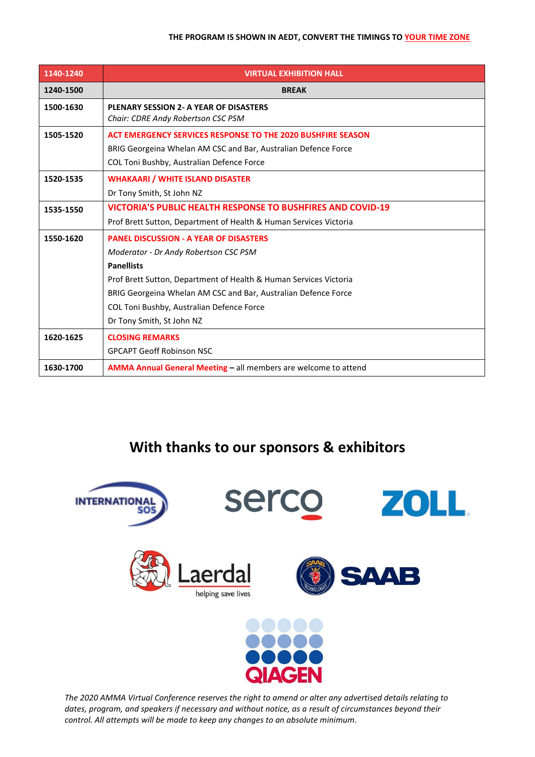**THE PROGRAM IS SHOWN IN AEDT, CONVERT THE TIMINGS TO YOUR TIME ZONE**

| | |
|---|---|
| **1140-1240** | **VIRTUAL EXHIBITION HALL** |
| **1240-1500** | **BREAK** |
| **1500-1630** | **PLENARY SESSION 2- A YEAR OF DISASTERS**<br>*Chair: CDRE Andy Robertson CSC PSM* |
| **1505-1520** | **ACT EMERGENCY SERVICES RESPONSE TO THE 2020 BUSHFIRE SEASON**<br>BRIG Georgeina Whelan AM CSC and Bar, Australian Defence Force<br>COL Toni Bushby, Australian Defence Force |
| **1520-1535** | **WHAKAARI / WHITE ISLAND DISASTER**<br>Dr Tony Smith, St John NZ |
| **1535-1550** | **VICTORIA'S PUBLIC HEALTH RESPONSE TO BUSHFIRES AND COVID-19**<br>Prof Brett Sutton, Department of Health & Human Services Victoria |
| **1550-1620** | **PANEL DISCUSSION - A YEAR OF DISASTERS**<br>*Moderator - Dr Andy Robertson CSC PSM*<br>**Panellists**<br>Prof Brett Sutton, Department of Health & Human Services Victoria<br>BRIG Georgeina Whelan AM CSC and Bar, Australian Defence Force<br>COL Toni Bushby, Australian Defence Force<br>Dr Tony Smith, St John NZ |
| **1620-1625** | **CLOSING REMARKS**<br>GPCAPT Geoff Robinson NSC |
| **1630-1700** | **AMMA Annual General Meeting –** all members are welcome to attend |

## With thanks to our sponsors & exhibitors

INTERNATIONAL SOS

serco

ZOLL

Laerdal
helping save lives

SAAB

QIAGEN

*The 2020 AMMA Virtual Conference reserves the right to amend or alter any advertised details relating to dates, program, and speakers if necessary and without notice, as a result of circumstances beyond their control. All attempts will be made to keep any changes to an absolute minimum.*